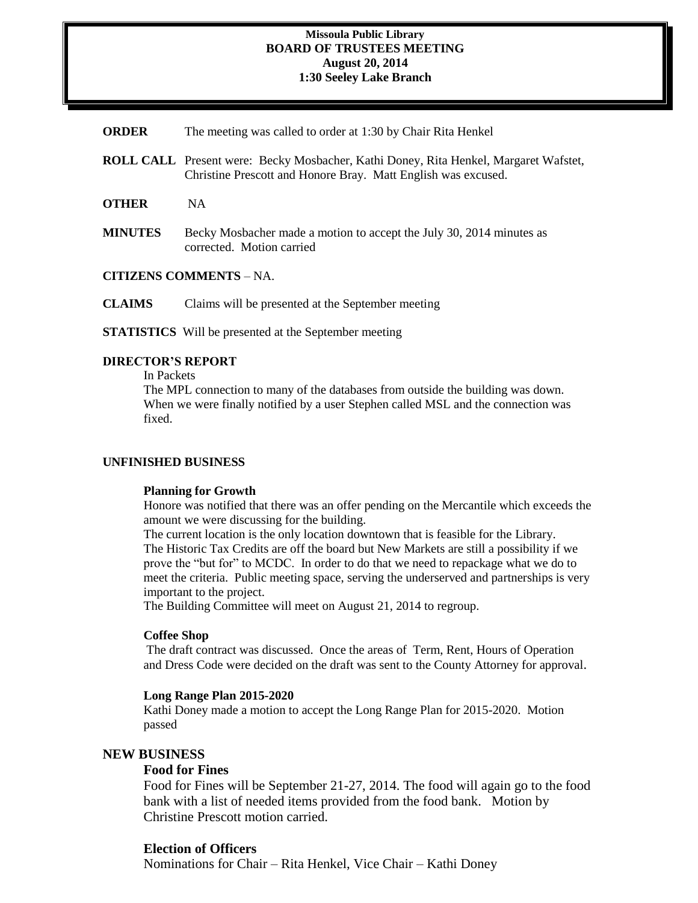**Missoula Public Library**
**BOARD OF TRUSTEES MEETING**
**August 20, 2014**
**1:30 Seeley Lake Branch**

**ORDER** The meeting was called to order at 1:30 by Chair Rita Henkel

**ROLL CALL** Present were: Becky Mosbacher, Kathi Doney, Rita Henkel, Margaret Wafstet, Christine Prescott and Honore Bray. Matt English was excused.

**OTHER** NA

**MINUTES** Becky Mosbacher made a motion to accept the July 30, 2014 minutes as corrected. Motion carried

**CITIZENS COMMENTS** – NA.

**CLAIMS** Claims will be presented at the September meeting

**STATISTICS** Will be presented at the September meeting

**DIRECTOR'S REPORT**

In Packets

The MPL connection to many of the databases from outside the building was down. When we were finally notified by a user Stephen called MSL and the connection was fixed.

**UNFINISHED BUSINESS**

**Planning for Growth**

Honore was notified that there was an offer pending on the Mercantile which exceeds the amount we were discussing for the building.

The current location is the only location downtown that is feasible for the Library.

The Historic Tax Credits are off the board but New Markets are still a possibility if we prove the "but for" to MCDC. In order to do that we need to repackage what we do to meet the criteria. Public meeting space, serving the underserved and partnerships is very important to the project.

The Building Committee will meet on August 21, 2014 to regroup.

**Coffee Shop**

The draft contract was discussed. Once the areas of Term, Rent, Hours of Operation and Dress Code were decided on the draft was sent to the County Attorney for approval.

**Long Range Plan 2015-2020**

Kathi Doney made a motion to accept the Long Range Plan for 2015-2020. Motion passed

**NEW BUSINESS**

**Food for Fines**

Food for Fines will be September 21-27, 2014. The food will again go to the food bank with a list of needed items provided from the food bank. Motion by Christine Prescott motion carried.

**Election of Officers**

Nominations for Chair – Rita Henkel, Vice Chair – Kathi Doney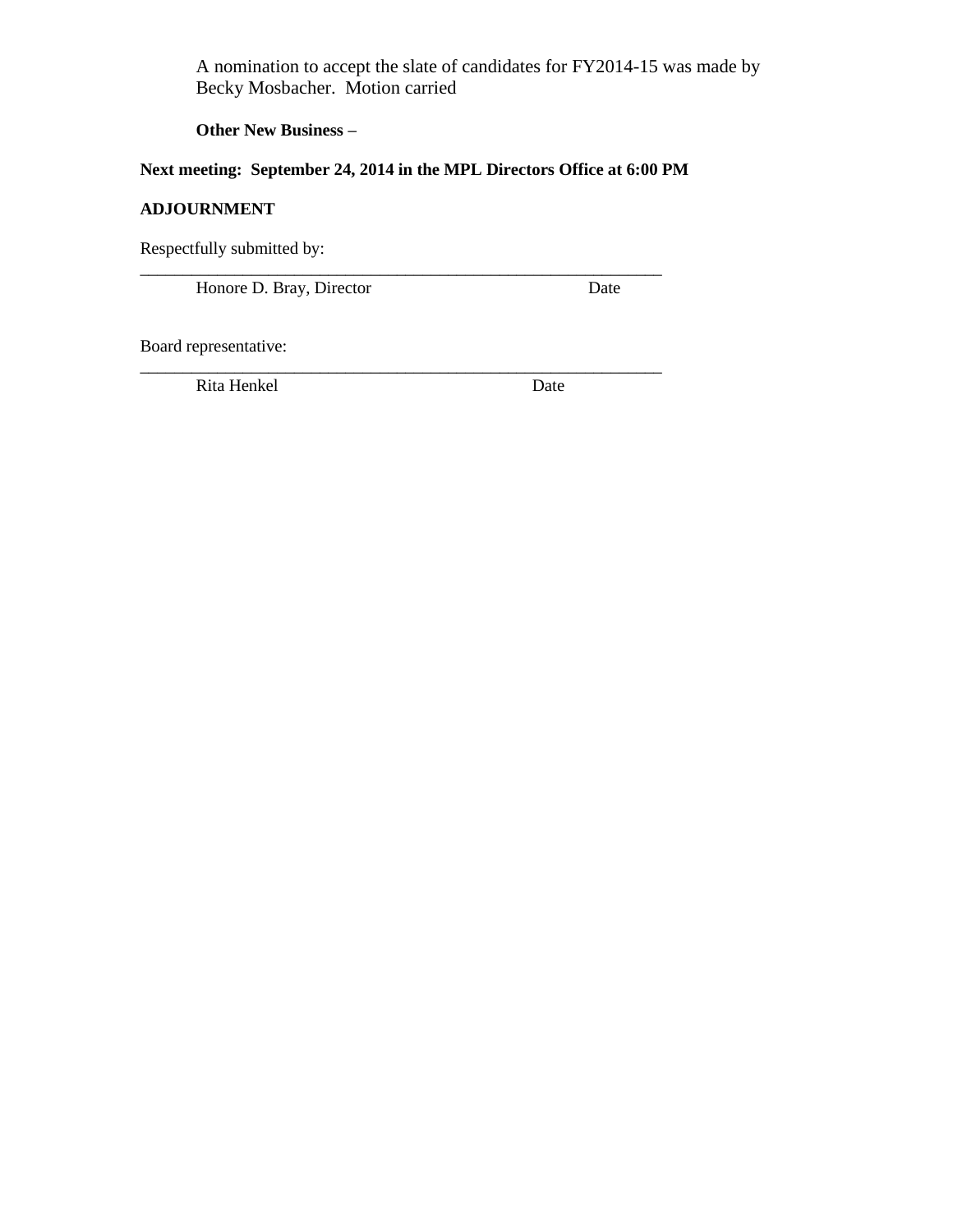A nomination to accept the slate of candidates for FY2014-15 was made by Becky Mosbacher.  Motion carried

**Other New Business –**

**Next meeting:  September 24, 2014 in the MPL Directors Office at 6:00 PM**

**ADJOURNMENT**

Respectfully submitted by:

_______________________________________________________________

Honore D. Bray, Director                                                        Date

Board representative:

_______________________________________________________________

Rita Henkel                                                                    Date